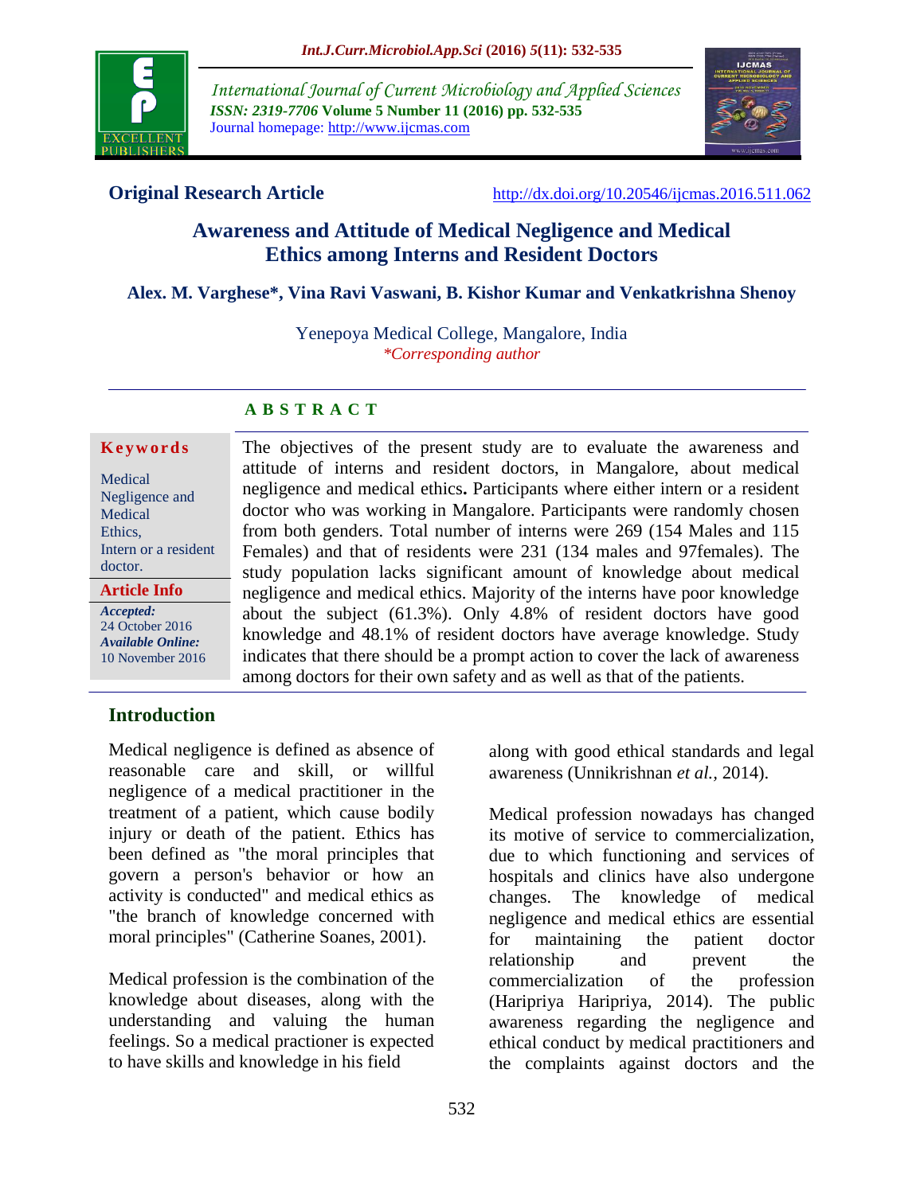International Journal of Current Microbiology and Applied Sciences
*ISSN: 2319-7706* **Volume 5 Number 11 (2016) pp. 532-535**
Journal homepage: http://www.ijcmas.com

**Original Research Article**

http://dx.doi.org/10.20546/ijcmas.2016.511.062

# Awareness and Attitude of Medical Negligence and Medical Ethics among Interns and Resident Doctors

**Alex. M. Varghese*, Vina Ravi Vaswani, B. Kishor Kumar and Venkatkrishna Shenoy**

Yenepoya Medical College, Mangalore, India
*\*Corresponding author*

## ABSTRACT

**Keywords**

Medical Negligence and Medical Ethics, Intern or a resident doctor.

**Article Info**

*Accepted:* 24 October 2016
*Available Online:* 10 November 2016

The objectives of the present study are to evaluate the awareness and attitude of interns and resident doctors, in Mangalore, about medical negligence and medical ethics**.** Participants where either intern or a resident doctor who was working in Mangalore. Participants were randomly chosen from both genders. Total number of interns were 269 (154 Males and 115 Females) and that of residents were 231 (134 males and 97females). The study population lacks significant amount of knowledge about medical negligence and medical ethics. Majority of the interns have poor knowledge about the subject (61.3%). Only 4.8% of resident doctors have good knowledge and 48.1% of resident doctors have average knowledge. Study indicates that there should be a prompt action to cover the lack of awareness among doctors for their own safety and as well as that of the patients.

## Introduction

Medical negligence is defined as absence of reasonable care and skill, or willful negligence of a medical practitioner in the treatment of a patient, which cause bodily injury or death of the patient. Ethics has been defined as "the moral principles that govern a person's behavior or how an activity is conducted" and medical ethics as "the branch of knowledge concerned with moral principles" (Catherine Soanes, 2001).

Medical profession is the combination of the knowledge about diseases, along with the understanding and valuing the human feelings. So a medical practioner is expected to have skills and knowledge in his field along with good ethical standards and legal awareness (Unnikrishnan *et al.,* 2014).

Medical profession nowadays has changed its motive of service to commercialization, due to which functioning and services of hospitals and clinics have also undergone changes. The knowledge of medical negligence and medical ethics are essential for maintaining the patient doctor relationship and prevent the commercialization of the profession (Haripriya Haripriya, 2014). The public awareness regarding the negligence and ethical conduct by medical practitioners and the complaints against doctors and the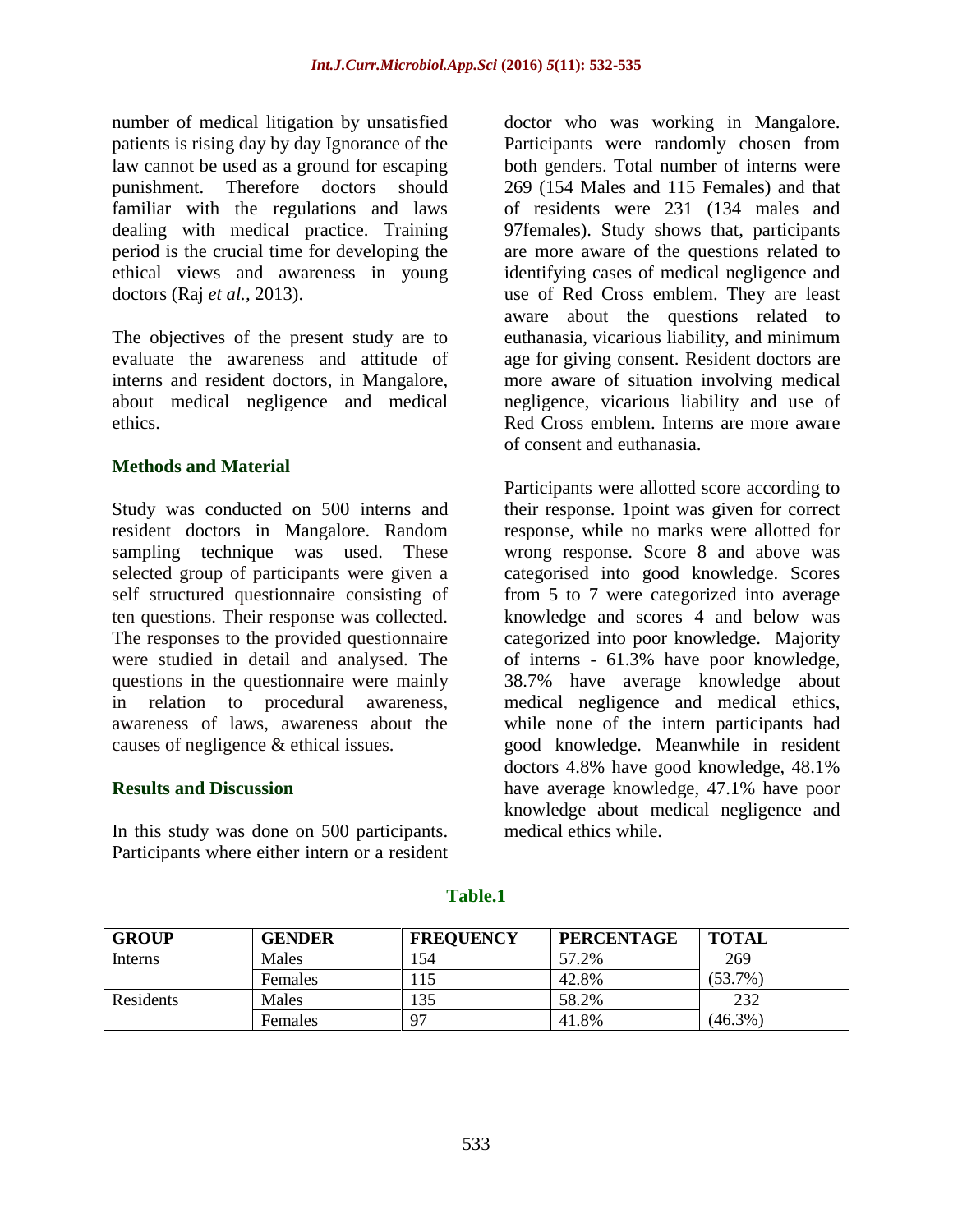number of medical litigation by unsatisfied patients is rising day by day Ignorance of the law cannot be used as a ground for escaping punishment. Therefore doctors should familiar with the regulations and laws dealing with medical practice. Training period is the crucial time for developing the ethical views and awareness in young doctors (Raj *et al.,* 2013).

The objectives of the present study are to evaluate the awareness and attitude of interns and resident doctors, in Mangalore, about medical negligence and medical ethics.

## Methods and Material

Study was conducted on 500 interns and resident doctors in Mangalore. Random sampling technique was used. These selected group of participants were given a self structured questionnaire consisting of ten questions. Their response was collected. The responses to the provided questionnaire were studied in detail and analysed. The questions in the questionnaire were mainly in relation to procedural awareness, awareness of laws, awareness about the causes of negligence & ethical issues.

## Results and Discussion

In this study was done on 500 participants. Participants where either intern or a resident doctor who was working in Mangalore. Participants were randomly chosen from both genders. Total number of interns were 269 (154 Males and 115 Females) and that of residents were 231 (134 males and 97females). Study shows that, participants are more aware of the questions related to identifying cases of medical negligence and use of Red Cross emblem. They are least aware about the questions related to euthanasia, vicarious liability, and minimum age for giving consent. Resident doctors are more aware of situation involving medical negligence, vicarious liability and use of Red Cross emblem. Interns are more aware of consent and euthanasia.

Participants were allotted score according to their response. 1point was given for correct response, while no marks were allotted for wrong response. Score 8 and above was categorised into good knowledge. Scores from 5 to 7 were categorized into average knowledge and scores 4 and below was categorized into poor knowledge. Majority of interns - 61.3% have poor knowledge, 38.7% have average knowledge about medical negligence and medical ethics, while none of the intern participants had good knowledge. Meanwhile in resident doctors 4.8% have good knowledge, 48.1% have average knowledge, 47.1% have poor knowledge about medical negligence and medical ethics while.

**Table.1**

| GROUP | GENDER | FREQUENCY | PERCENTAGE | TOTAL |
|---|---|---|---|---|
| Interns | Males | 154 | 57.2% | 269 (53.7%) |
| | Females | 115 | 42.8% | |
| Residents | Males | 135 | 58.2% | 232 (46.3%) |
| | Females | 97 | 41.8% | |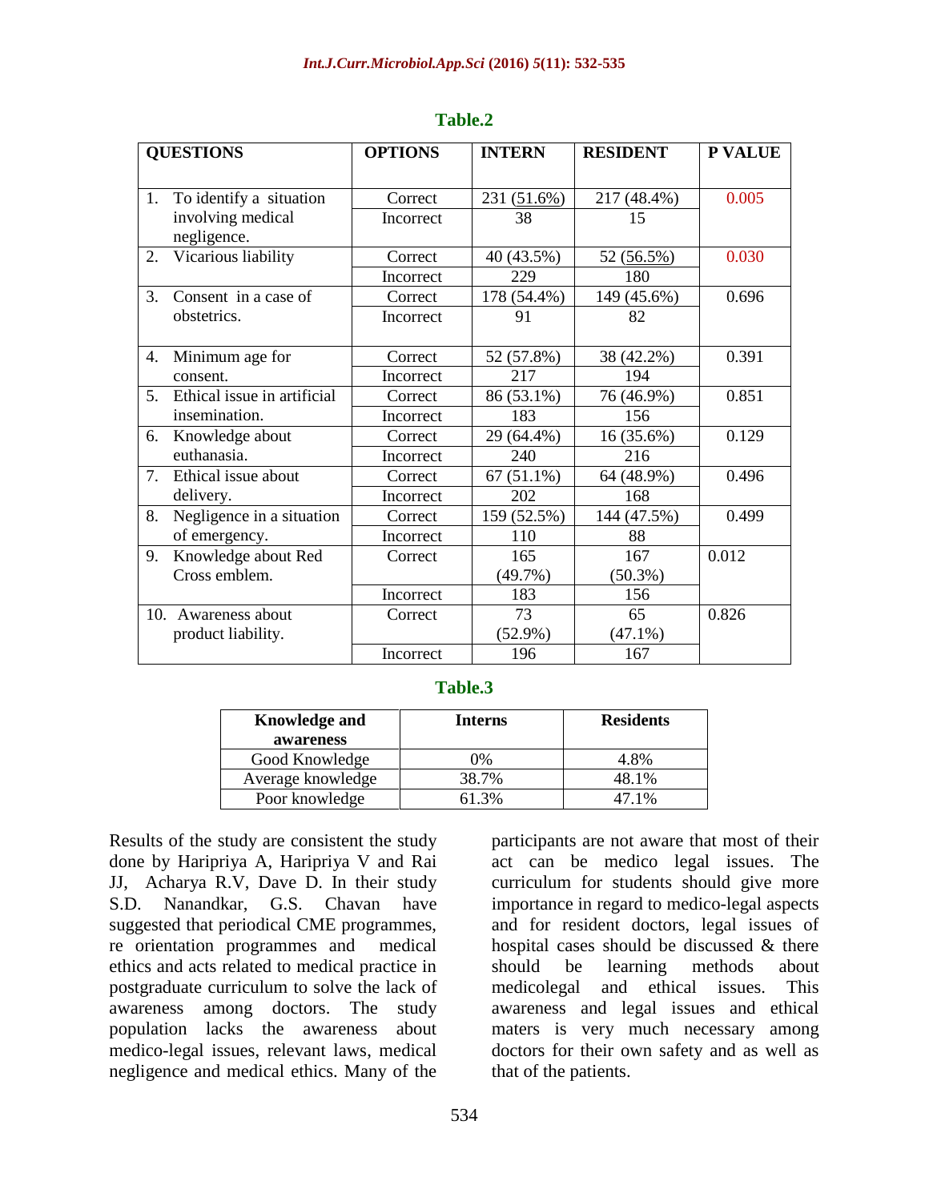**Table.2**

| QUESTIONS | OPTIONS | INTERN | RESIDENT | P VALUE |
|---|---|---|---|---|
| 1. To identify a situation involving medical negligence. | Correct | 231 (51.6%) | 217 (48.4%) | 0.005 |
| | Incorrect | 38 | 15 | |
| 2. Vicarious liability | Correct | 40 (43.5%) | 52 (56.5%) | 0.030 |
| | Incorrect | 229 | 180 | |
| 3. Consent in a case of obstetrics. | Correct | 178 (54.4%) | 149 (45.6%) | 0.696 |
| | Incorrect | 91 | 82 | |
| 4. Minimum age for consent. | Correct | 52 (57.8%) | 38 (42.2%) | 0.391 |
| | Incorrect | 217 | 194 | |
| 5. Ethical issue in artificial insemination. | Correct | 86 (53.1%) | 76 (46.9%) | 0.851 |
| | Incorrect | 183 | 156 | |
| 6. Knowledge about euthanasia. | Correct | 29 (64.4%) | 16 (35.6%) | 0.129 |
| | Incorrect | 240 | 216 | |
| 7. Ethical issue about delivery. | Correct | 67 (51.1%) | 64 (48.9%) | 0.496 |
| | Incorrect | 202 | 168 | |
| 8. Negligence in a situation of emergency. | Correct | 159 (52.5%) | 144 (47.5%) | 0.499 |
| | Incorrect | 110 | 88 | |
| 9. Knowledge about Red Cross emblem. | Correct | 165 (49.7%) | 167 (50.3%) | 0.012 |
| | Incorrect | 183 | 156 | |
| 10. Awareness about product liability. | Correct | 73 (52.9%) | 65 (47.1%) | 0.826 |
| | Incorrect | 196 | 167 | |

**Table.3**

| Knowledge and awareness | Interns | Residents |
|---|---|---|
| Good Knowledge | 0% | 4.8% |
| Average knowledge | 38.7% | 48.1% |
| Poor knowledge | 61.3% | 47.1% |

Results of the study are consistent the study done by Haripriya A, Haripriya V and Rai JJ, Acharya R.V, Dave D. In their study S.D. Nanandkar, G.S. Chavan have suggested that periodical CME programmes, re orientation programmes and medical ethics and acts related to medical practice in postgraduate curriculum to solve the lack of awareness among doctors. The study population lacks the awareness about medico-legal issues, relevant laws, medical negligence and medical ethics. Many of the participants are not aware that most of their act can be medico legal issues. The curriculum for students should give more importance in regard to medico-legal aspects and for resident doctors, legal issues of hospital cases should be discussed & there should be learning methods about medicolegal and ethical issues. This awareness and legal issues and ethical maters is very much necessary among doctors for their own safety and as well as that of the patients.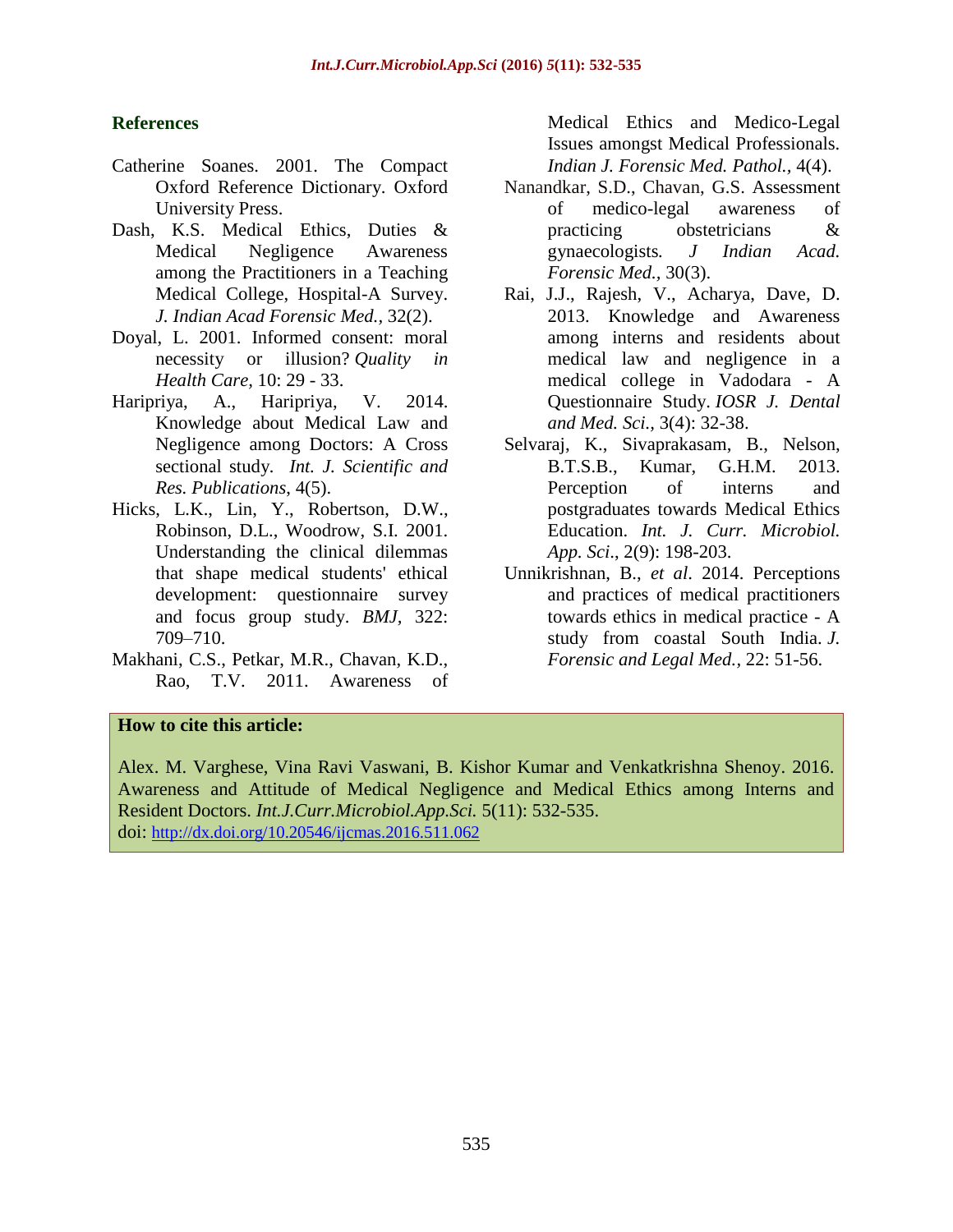## References

Catherine Soanes. 2001. The Compact Oxford Reference Dictionary. Oxford University Press.

Dash, K.S. Medical Ethics, Duties & Medical Negligence Awareness among the Practitioners in a Teaching Medical College, Hospital-A Survey. *J. Indian Acad Forensic Med.,* 32(2).

Doyal, L. 2001. Informed consent: moral necessity or illusion? *Quality in Health Care,* 10: 29 - 33.

Haripriya, A., Haripriya, V. 2014. Knowledge about Medical Law and Negligence among Doctors: A Cross sectional study. *Int. J. Scientific and Res. Publications,* 4(5).

Hicks, L.K., Lin, Y., Robertson, D.W., Robinson, D.L., Woodrow, S.I. 2001. Understanding the clinical dilemmas that shape medical students' ethical development: questionnaire survey and focus group study. *BMJ,* 322: 709–710.

Makhani, C.S., Petkar, M.R., Chavan, K.D., Rao, T.V. 2011. Awareness of Medical Ethics and Medico-Legal Issues amongst Medical Professionals. *Indian J. Forensic Med. Pathol.,* 4(4).

Nanandkar, S.D., Chavan, G.S. Assessment of medico-legal awareness of practicing obstetricians & gynaecologists. *J Indian Acad. Forensic Med.,* 30(3).

Rai, J.J., Rajesh, V., Acharya, Dave, D. 2013. Knowledge and Awareness among interns and residents about medical law and negligence in a medical college in Vadodara - A Questionnaire Study. *IOSR J. Dental and Med. Sci.,* 3(4): 32-38.

Selvaraj, K., Sivaprakasam, B., Nelson, B.T.S.B., Kumar, G.H.M. 2013. Perception of interns and postgraduates towards Medical Ethics Education. *Int. J. Curr. Microbiol. App. Sci*., 2(9): 198-203.

Unnikrishnan, B., *et al*. 2014. Perceptions and practices of medical practitioners towards ethics in medical practice - A study from coastal South India. *J. Forensic and Legal Med.,* 22: 51-56.

**How to cite this article:**

Alex. M. Varghese, Vina Ravi Vaswani, B. Kishor Kumar and Venkatkrishna Shenoy. 2016. Awareness and Attitude of Medical Negligence and Medical Ethics among Interns and Resident Doctors. *Int.J.Curr.Microbiol.App.Sci.* 5(11): 532-535.
doi: http://dx.doi.org/10.20546/ijcmas.2016.511.062